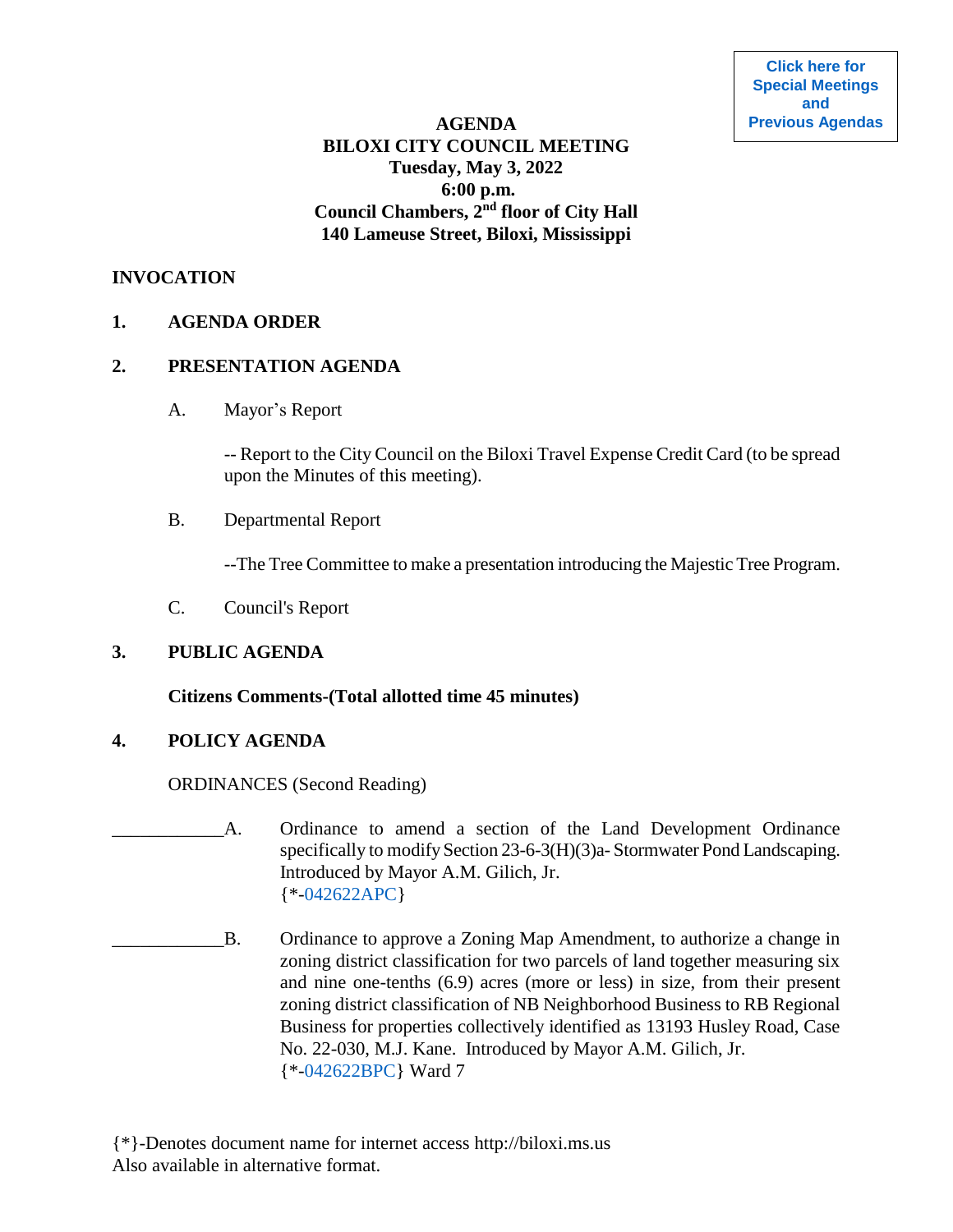Click here for Special Meetings and Previous Agendas

# AGENDA
## BILOXI CITY COUNCIL MEETING
**Tuesday, May 3, 2022**
**6:00 p.m.**
**Council Chambers, 2nd floor of City Hall**
**140 Lameuse Street, Biloxi, Mississippi**

**INVOCATION**

**1. AGENDA ORDER**

**2. PRESENTATION AGENDA**

A. Mayor's Report

-- Report to the City Council on the Biloxi Travel Expense Credit Card (to be spread upon the Minutes of this meeting).

B. Departmental Report

--The Tree Committee to make a presentation introducing the Majestic Tree Program.

C. Council's Report

**3. PUBLIC AGENDA**

**Citizens Comments-(Total allotted time 45 minutes)**

**4. POLICY AGENDA**

ORDINANCES (Second Reading)

____________A. Ordinance to amend a section of the Land Development Ordinance specifically to modify Section 23-6-3(H)(3)a- Stormwater Pond Landscaping. Introduced by Mayor A.M. Gilich, Jr.
{*-042622APC}

____________B. Ordinance to approve a Zoning Map Amendment, to authorize a change in zoning district classification for two parcels of land together measuring six and nine one-tenths (6.9) acres (more or less) in size, from their present zoning district classification of NB Neighborhood Business to RB Regional Business for properties collectively identified as 13193 Husley Road, Case No. 22-030, M.J. Kane. Introduced by Mayor A.M. Gilich, Jr.
{*-042622BPC} Ward 7

{*}-Denotes document name for internet access http://biloxi.ms.us
Also available in alternative format.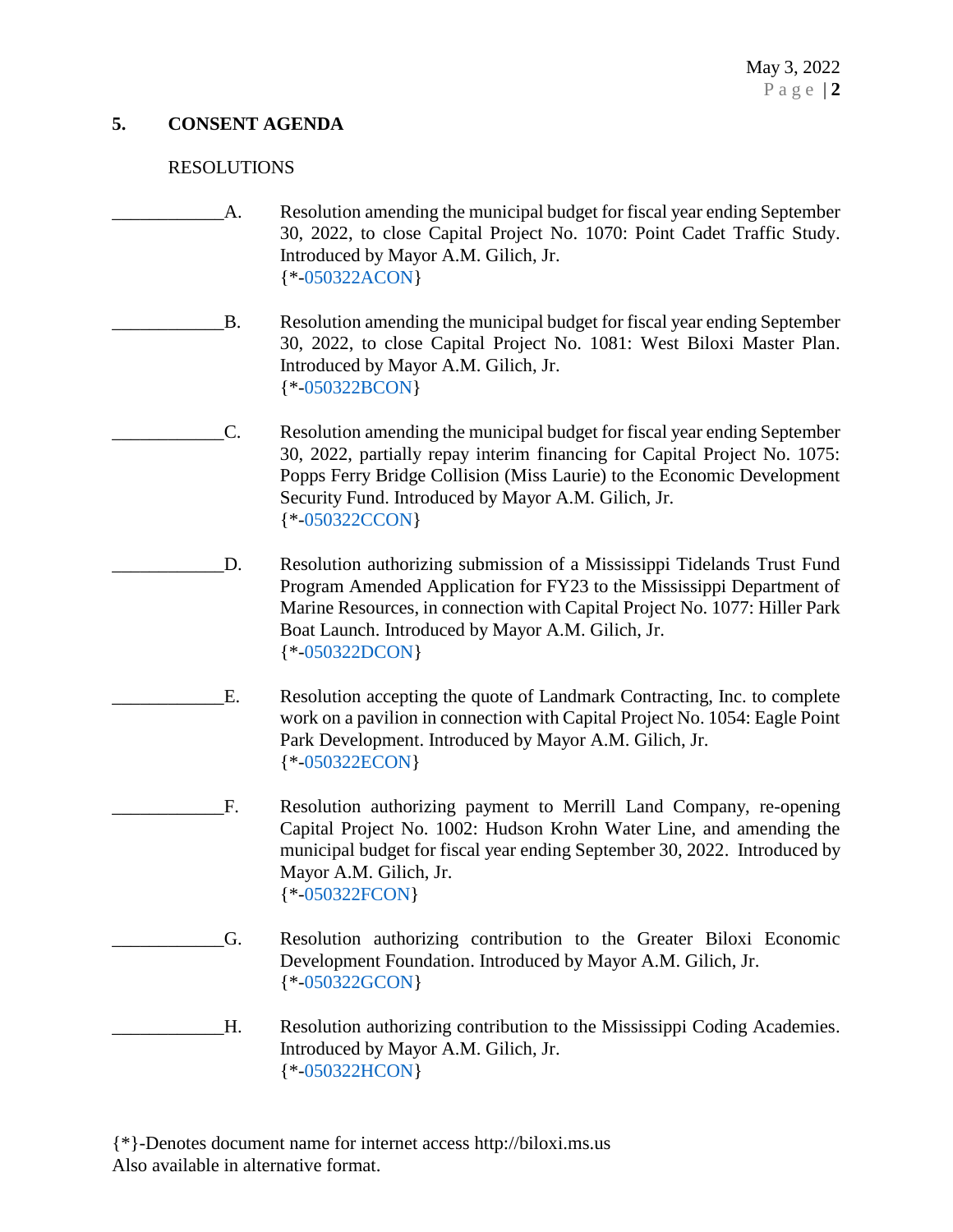## 5. CONSENT AGENDA

RESOLUTIONS

____________A. Resolution amending the municipal budget for fiscal year ending September 30, 2022, to close Capital Project No. 1070: Point Cadet Traffic Study. Introduced by Mayor A.M. Gilich, Jr.
{*-050322ACON}

____________B. Resolution amending the municipal budget for fiscal year ending September 30, 2022, to close Capital Project No. 1081: West Biloxi Master Plan. Introduced by Mayor A.M. Gilich, Jr.
{*-050322BCON}

____________C. Resolution amending the municipal budget for fiscal year ending September 30, 2022, partially repay interim financing for Capital Project No. 1075: Popps Ferry Bridge Collision (Miss Laurie) to the Economic Development Security Fund. Introduced by Mayor A.M. Gilich, Jr.
{*-050322CCON}

____________D. Resolution authorizing submission of a Mississippi Tidelands Trust Fund Program Amended Application for FY23 to the Mississippi Department of Marine Resources, in connection with Capital Project No. 1077: Hiller Park Boat Launch. Introduced by Mayor A.M. Gilich, Jr.
{*-050322DCON}

____________E. Resolution accepting the quote of Landmark Contracting, Inc. to complete work on a pavilion in connection with Capital Project No. 1054: Eagle Point Park Development. Introduced by Mayor A.M. Gilich, Jr.
{*-050322ECON}

____________F. Resolution authorizing payment to Merrill Land Company, re-opening Capital Project No. 1002: Hudson Krohn Water Line, and amending the municipal budget for fiscal year ending September 30, 2022. Introduced by Mayor A.M. Gilich, Jr.
{*-050322FCON}

____________G. Resolution authorizing contribution to the Greater Biloxi Economic Development Foundation. Introduced by Mayor A.M. Gilich, Jr.
{*-050322GCON}

____________H. Resolution authorizing contribution to the Mississippi Coding Academies. Introduced by Mayor A.M. Gilich, Jr.
{*-050322HCON}

{*}-Denotes document name for internet access http://biloxi.ms.us
Also available in alternative format.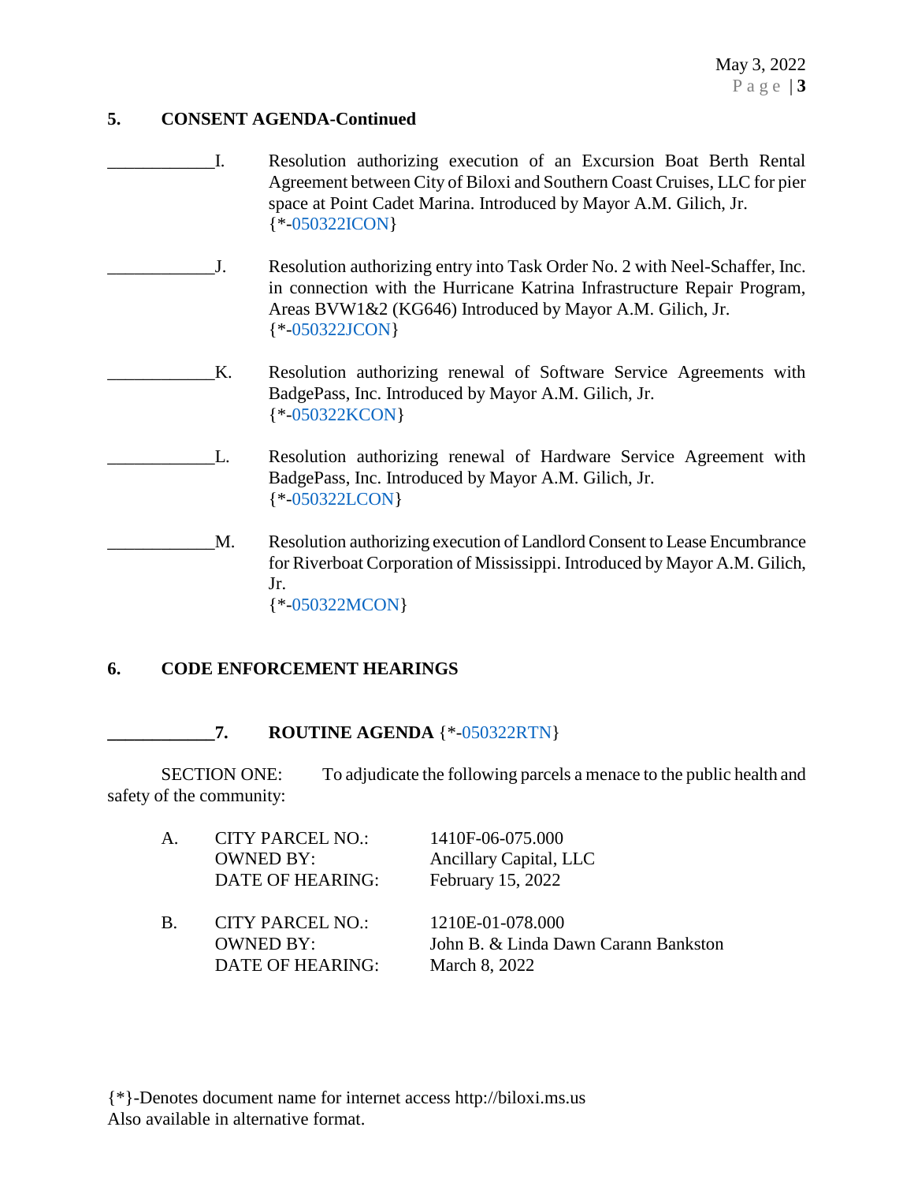## 5. CONSENT AGENDA-Continued

____________I. Resolution authorizing execution of an Excursion Boat Berth Rental Agreement between City of Biloxi and Southern Coast Cruises, LLC for pier space at Point Cadet Marina. Introduced by Mayor A.M. Gilich, Jr. {*-050322ICON}

____________J. Resolution authorizing entry into Task Order No. 2 with Neel-Schaffer, Inc. in connection with the Hurricane Katrina Infrastructure Repair Program, Areas BVW1&2 (KG646) Introduced by Mayor A.M. Gilich, Jr. {*-050322JCON}

____________K. Resolution authorizing renewal of Software Service Agreements with BadgePass, Inc. Introduced by Mayor A.M. Gilich, Jr. {*-050322KCON}

____________L. Resolution authorizing renewal of Hardware Service Agreement with BadgePass, Inc. Introduced by Mayor A.M. Gilich, Jr. {*-050322LCON}

____________M. Resolution authorizing execution of Landlord Consent to Lease Encumbrance for Riverboat Corporation of Mississippi. Introduced by Mayor A.M. Gilich, Jr. {*-050322MCON}

## 6. CODE ENFORCEMENT HEARINGS

**____________7. ROUTINE AGENDA** {*-050322RTN}

SECTION ONE: To adjudicate the following parcels a menace to the public health and safety of the community:

A. CITY PARCEL NO.: 1410F-06-075.000
OWNED BY: Ancillary Capital, LLC
DATE OF HEARING: February 15, 2022

B. CITY PARCEL NO.: 1210E-01-078.000
OWNED BY: John B. & Linda Dawn Carann Bankston
DATE OF HEARING: March 8, 2022

{*}-Denotes document name for internet access http://biloxi.ms.us
Also available in alternative format.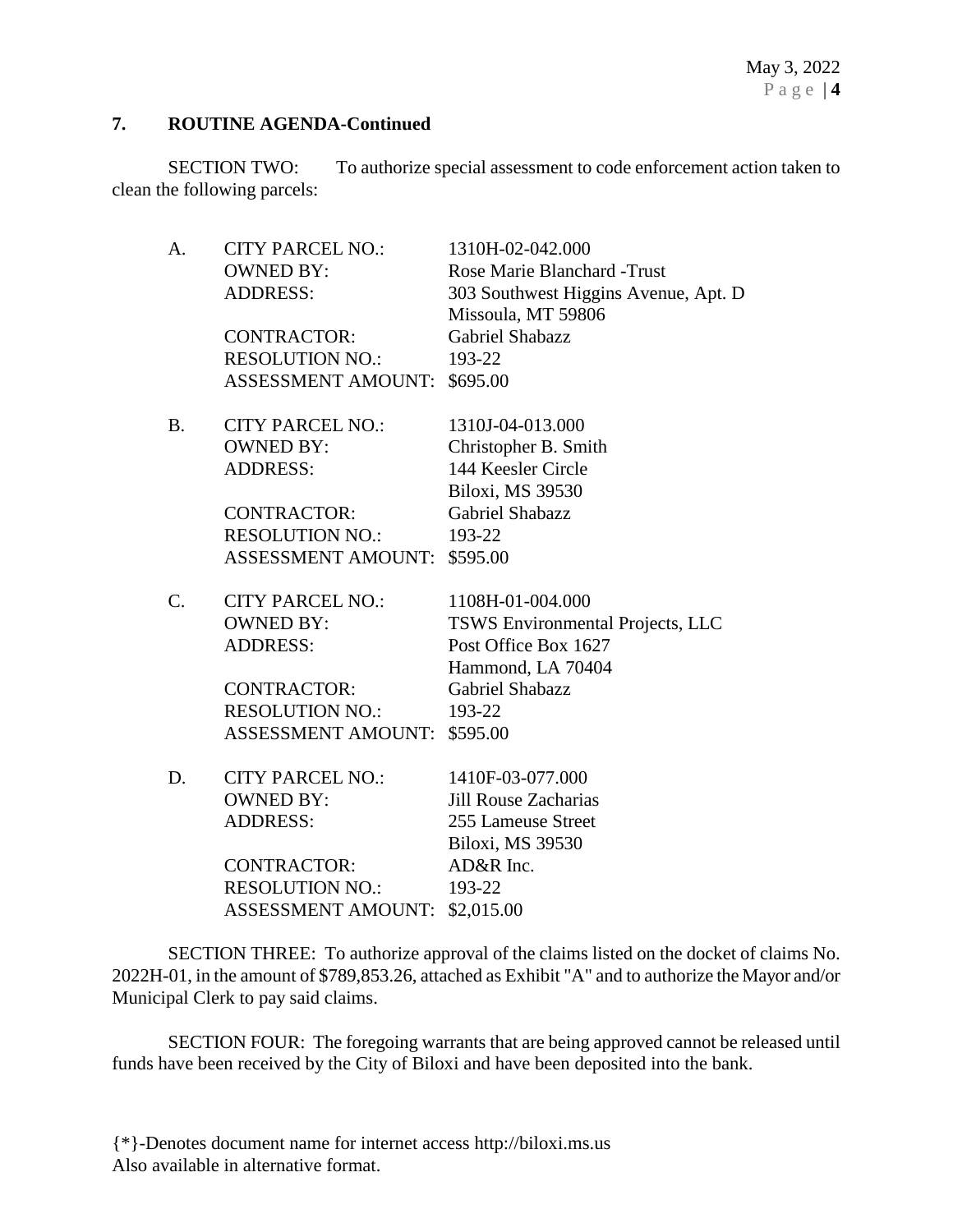## 7. ROUTINE AGENDA-Continued

SECTION TWO: To authorize special assessment to code enforcement action taken to clean the following parcels:

A. CITY PARCEL NO.: 1310H-02-042.000
OWNED BY: Rose Marie Blanchard -Trust
ADDRESS: 303 Southwest Higgins Avenue, Apt. D
Missoula, MT 59806
CONTRACTOR: Gabriel Shabazz
RESOLUTION NO.: 193-22
ASSESSMENT AMOUNT: $695.00

B. CITY PARCEL NO.: 1310J-04-013.000
OWNED BY: Christopher B. Smith
ADDRESS: 144 Keesler Circle
Biloxi, MS 39530
CONTRACTOR: Gabriel Shabazz
RESOLUTION NO.: 193-22
ASSESSMENT AMOUNT: $595.00

C. CITY PARCEL NO.: 1108H-01-004.000
OWNED BY: TSWS Environmental Projects, LLC
ADDRESS: Post Office Box 1627
Hammond, LA 70404
CONTRACTOR: Gabriel Shabazz
RESOLUTION NO.: 193-22
ASSESSMENT AMOUNT: $595.00

D. CITY PARCEL NO.: 1410F-03-077.000
OWNED BY: Jill Rouse Zacharias
ADDRESS: 255 Lameuse Street
Biloxi, MS 39530
CONTRACTOR: AD&R Inc.
RESOLUTION NO.: 193-22
ASSESSMENT AMOUNT: $2,015.00

SECTION THREE: To authorize approval of the claims listed on the docket of claims No. 2022H-01, in the amount of $789,853.26, attached as Exhibit "A" and to authorize the Mayor and/or Municipal Clerk to pay said claims.

SECTION FOUR: The foregoing warrants that are being approved cannot be released until funds have been received by the City of Biloxi and have been deposited into the bank.

{*}-Denotes document name for internet access http://biloxi.ms.us
Also available in alternative format.